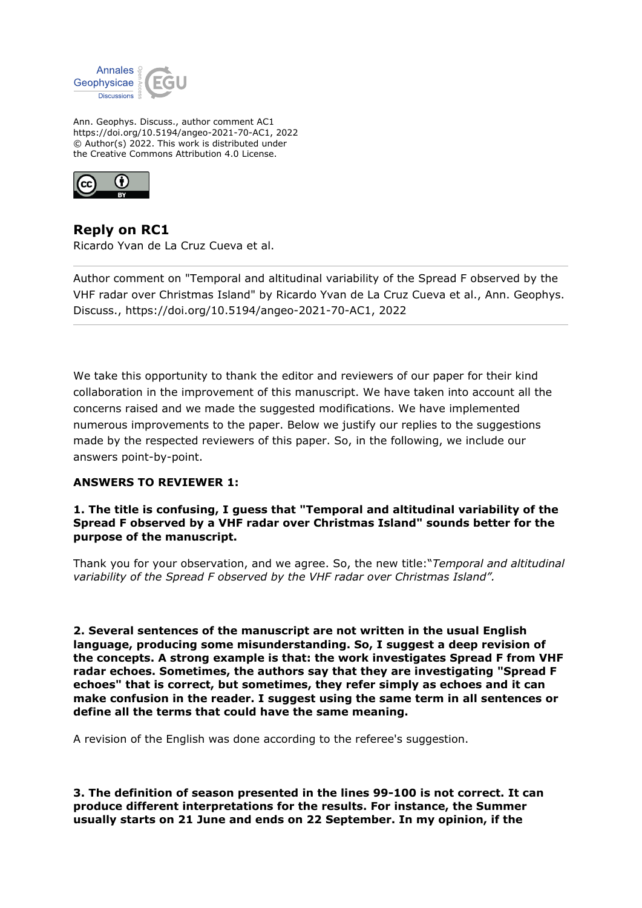Ann. Geophys. Discuss., author comment AC1
https://doi.org/10.5194/angeo-2021-70-AC1, 2022
© Author(s) 2022. This work is distributed under
the Creative Commons Attribution 4.0 License.

# Reply on RC1

Ricardo Yvan de La Cruz Cueva et al.

Author comment on "Temporal and altitudinal variability of the Spread F observed by the VHF radar over Christmas Island" by Ricardo Yvan de La Cruz Cueva et al., Ann. Geophys. Discuss., https://doi.org/10.5194/angeo-2021-70-AC1, 2022

---

We take this opportunity to thank the editor and reviewers of our paper for their kind collaboration in the improvement of this manuscript. We have taken into account all the concerns raised and we made the suggested modifications. We have implemented numerous improvements to the paper. Below we justify our replies to the suggestions made by the respected reviewers of this paper. So, in the following, we include our answers point-by-point.

**ANSWERS TO REVIEWER 1:**

**1. The title is confusing, I guess that "Temporal and altitudinal variability of the Spread F observed by a VHF radar over Christmas Island" sounds better for the purpose of the manuscript.**

Thank you for your observation, and we agree. So, the new title:"*Temporal and altitudinal variability of the Spread F observed by the VHF radar over Christmas Island".*

**2. Several sentences of the manuscript are not written in the usual English language, producing some misunderstanding. So, I suggest a deep revision of the concepts. A strong example is that: the work investigates Spread F from VHF radar echoes. Sometimes, the authors say that they are investigating "Spread F echoes" that is correct, but sometimes, they refer simply as echoes and it can make confusion in the reader. I suggest using the same term in all sentences or define all the terms that could have the same meaning.**

A revision of the English was done according to the referee's suggestion.

**3. The definition of season presented in the lines 99-100 is not correct. It can produce different interpretations for the results. For instance, the Summer usually starts on 21 June and ends on 22 September. In my opinion, if the**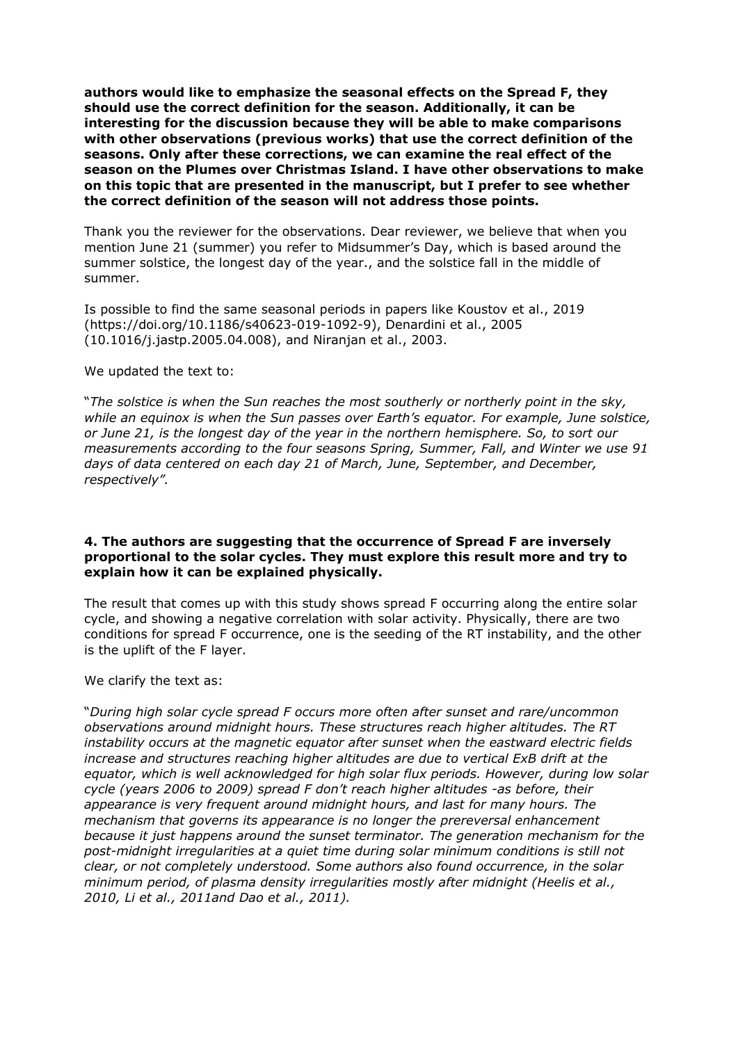**authors would like to emphasize the seasonal effects on the Spread F, they should use the correct definition for the season. Additionally, it can be interesting for the discussion because they will be able to make comparisons with other observations (previous works) that use the correct definition of the seasons. Only after these corrections, we can examine the real effect of the season on the Plumes over Christmas Island. I have other observations to make on this topic that are presented in the manuscript, but I prefer to see whether the correct definition of the season will not address those points.**

Thank you the reviewer for the observations. Dear reviewer, we believe that when you mention June 21 (summer) you refer to Midsummer's Day, which is based around the summer solstice, the longest day of the year., and the solstice fall in the middle of summer.

Is possible to find the same seasonal periods in papers like Koustov et al., 2019 (https://doi.org/10.1186/s40623-019-1092-9), Denardini et al., 2005 (10.1016/j.jastp.2005.04.008), and Niranjan et al., 2003.

We updated the text to:

"*The solstice is when the Sun reaches the most southerly or northerly point in the sky, while an equinox is when the Sun passes over Earth's equator. For example, June solstice, or June 21, is the longest day of the year in the northern hemisphere. So, to sort our measurements according to the four seasons Spring, Summer, Fall, and Winter we use 91 days of data centered on each day 21 of March, June, September, and December, respectively".*

**4. The authors are suggesting that the occurrence of Spread F are inversely proportional to the solar cycles. They must explore this result more and try to explain how it can be explained physically.**

The result that comes up with this study shows spread F occurring along the entire solar cycle, and showing a negative correlation with solar activity. Physically, there are two conditions for spread F occurrence, one is the seeding of the RT instability, and the other is the uplift of the F layer.

We clarify the text as:

"*During high solar cycle spread F occurs more often after sunset and rare/uncommon observations around midnight hours. These structures reach higher altitudes. The RT instability occurs at the magnetic equator after sunset when the eastward electric fields increase and structures reaching higher altitudes are due to vertical ExB drift at the equator, which is well acknowledged for high solar flux periods. However, during low solar cycle (years 2006 to 2009) spread F don't reach higher altitudes -as before, their appearance is very frequent around midnight hours, and last for many hours. The mechanism that governs its appearance is no longer the prereversal enhancement because it just happens around the sunset terminator. The generation mechanism for the post-midnight irregularities at a quiet time during solar minimum conditions is still not clear, or not completely understood. Some authors also found occurrence, in the solar minimum period, of plasma density irregularities mostly after midnight (Heelis et al., 2010, Li et al., 2011and Dao et al., 2011).*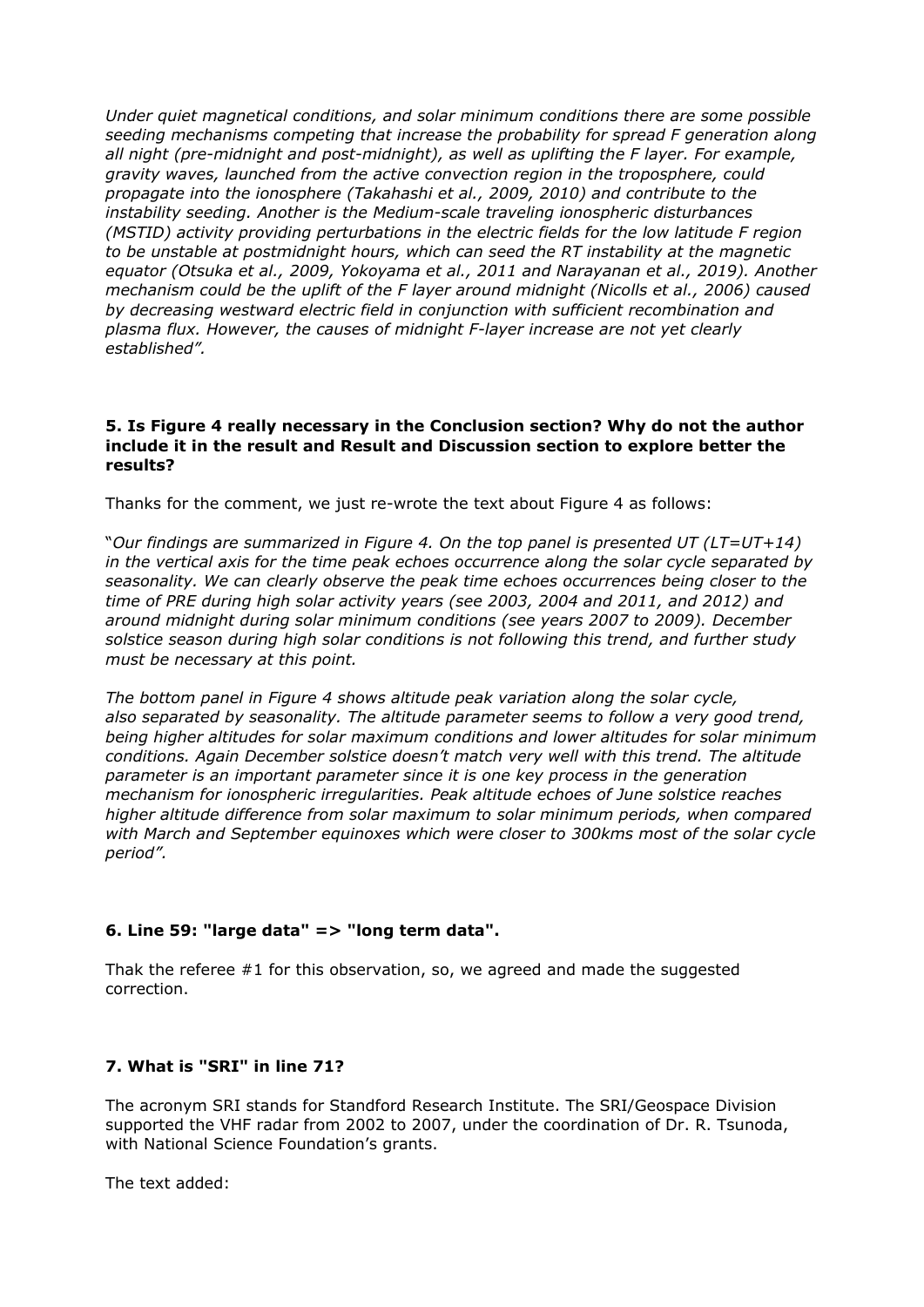*Under quiet magnetical conditions, and solar minimum conditions there are some possible seeding mechanisms competing that increase the probability for spread F generation along all night (pre-midnight and post-midnight), as well as uplifting the F layer. For example, gravity waves, launched from the active convection region in the troposphere, could propagate into the ionosphere (Takahashi et al., 2009, 2010) and contribute to the instability seeding. Another is the Medium-scale traveling ionospheric disturbances (MSTID) activity providing perturbations in the electric fields for the low latitude F region to be unstable at postmidnight hours, which can seed the RT instability at the magnetic equator (Otsuka et al., 2009, Yokoyama et al., 2011 and Narayanan et al., 2019). Another mechanism could be the uplift of the F layer around midnight (Nicolls et al., 2006) caused by decreasing westward electric field in conjunction with sufficient recombination and plasma flux. However, the causes of midnight F-layer increase are not yet clearly established".*

**5. Is Figure 4 really necessary in the Conclusion section? Why do not the author include it in the result and Result and Discussion section to explore better the results?**

Thanks for the comment, we just re-wrote the text about Figure 4 as follows:

"*Our findings are summarized in Figure 4. On the top panel is presented UT (LT=UT+14) in the vertical axis for the time peak echoes occurrence along the solar cycle separated by seasonality. We can clearly observe the peak time echoes occurrences being closer to the time of PRE during high solar activity years (see 2003, 2004 and 2011, and 2012) and around midnight during solar minimum conditions (see years 2007 to 2009). December solstice season during high solar conditions is not following this trend, and further study must be necessary at this point.*

*The bottom panel in Figure 4 shows altitude peak variation along the solar cycle, also separated by seasonality. The altitude parameter seems to follow a very good trend, being higher altitudes for solar maximum conditions and lower altitudes for solar minimum conditions. Again December solstice doesn't match very well with this trend. The altitude parameter is an important parameter since it is one key process in the generation mechanism for ionospheric irregularities. Peak altitude echoes of June solstice reaches higher altitude difference from solar maximum to solar minimum periods, when compared with March and September equinoxes which were closer to 300kms most of the solar cycle period".*

**6. Line 59: "large data" => "long term data".**

Thak the referee #1 for this observation, so, we agreed and made the suggested correction.

**7. What is "SRI" in line 71?**

The acronym SRI stands for Standford Research Institute. The SRI/Geospace Division supported the VHF radar from 2002 to 2007, under the coordination of Dr. R. Tsunoda, with National Science Foundation's grants.

The text added: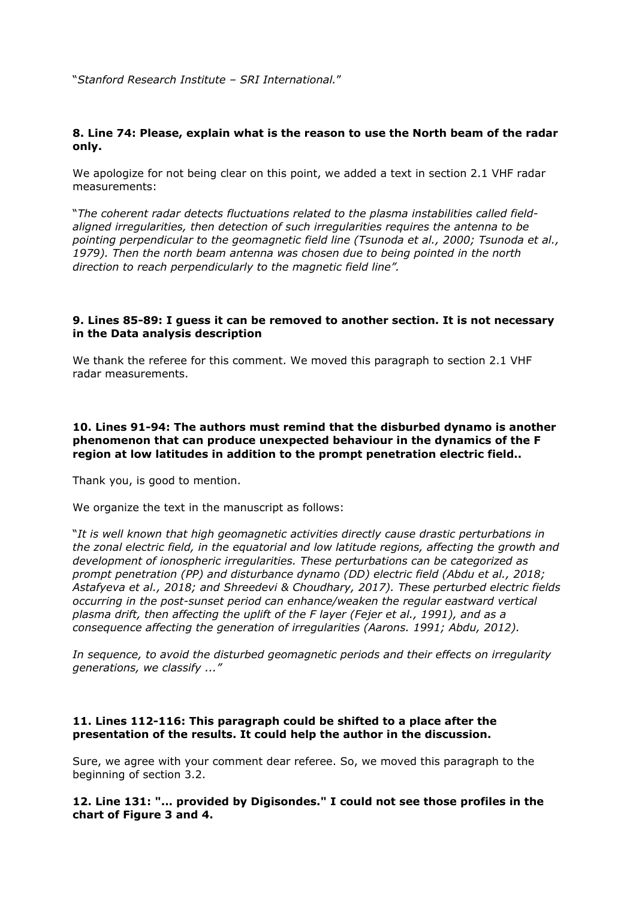"*Stanford Research Institute – SRI International.*"

**8. Line 74: Please, explain what is the reason to use the North beam of the radar only.**

We apologize for not being clear on this point, we added a text in section 2.1 VHF radar measurements:

"*The coherent radar detects fluctuations related to the plasma instabilities called field-aligned irregularities, then detection of such irregularities requires the antenna to be pointing perpendicular to the geomagnetic field line (Tsunoda et al., 2000; Tsunoda et al., 1979). Then the north beam antenna was chosen due to being pointed in the north direction to reach perpendicularly to the magnetic field line".*

**9. Lines 85-89: I guess it can be removed to another section. It is not necessary in the Data analysis description**

We thank the referee for this comment. We moved this paragraph to section 2.1 VHF radar measurements.

**10. Lines 91-94: The authors must remind that the disburbed dynamo is another phenomenon that can produce unexpected behaviour in the dynamics of the F region at low latitudes in addition to the prompt penetration electric field..**

Thank you, is good to mention.

We organize the text in the manuscript as follows:

"*It is well known that high geomagnetic activities directly cause drastic perturbations in the zonal electric field, in the equatorial and low latitude regions, affecting the growth and development of ionospheric irregularities. These perturbations can be categorized as prompt penetration (PP) and disturbance dynamo (DD) electric field (Abdu et al., 2018; Astafyeva et al., 2018; and Shreedevi & Choudhary, 2017). These perturbed electric fields occurring in the post-sunset period can enhance/weaken the regular eastward vertical plasma drift, then affecting the uplift of the F layer (Fejer et al., 1991), and as a consequence affecting the generation of irregularities (Aarons. 1991; Abdu, 2012).*

*In sequence, to avoid the disturbed geomagnetic periods and their effects on irregularity generations, we classify ..."*

**11. Lines 112-116: This paragraph could be shifted to a place after the presentation of the results. It could help the author in the discussion.**

Sure, we agree with your comment dear referee. So, we moved this paragraph to the beginning of section 3.2.

**12. Line 131: "... provided by Digisondes." I could not see those profiles in the chart of Figure 3 and 4.**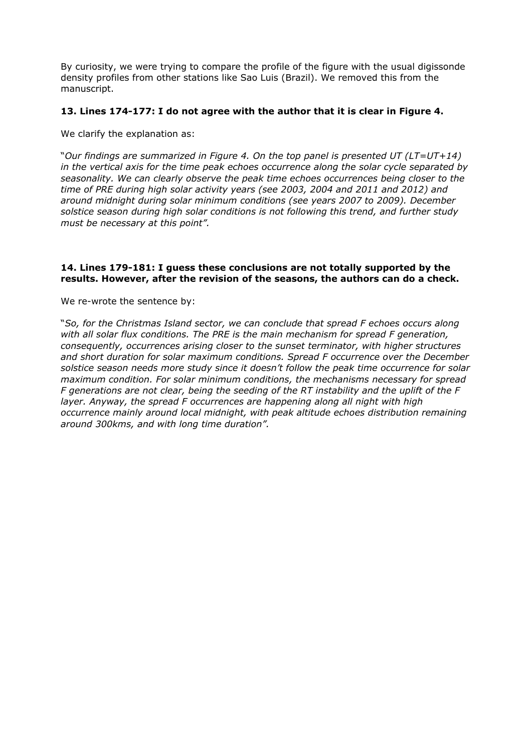By curiosity, we were trying to compare the profile of the figure with the usual digissonde density profiles from other stations like Sao Luis (Brazil). We removed this from the manuscript.

**13. Lines 174-177: I do not agree with the author that it is clear in Figure 4.**

We clarify the explanation as:

"*Our findings are summarized in Figure 4. On the top panel is presented UT (LT=UT+14) in the vertical axis for the time peak echoes occurrence along the solar cycle separated by seasonality. We can clearly observe the peak time echoes occurrences being closer to the time of PRE during high solar activity years (see 2003, 2004 and 2011 and 2012) and around midnight during solar minimum conditions (see years 2007 to 2009). December solstice season during high solar conditions is not following this trend, and further study must be necessary at this point".*

**14. Lines 179-181: I guess these conclusions are not totally supported by the results. However, after the revision of the seasons, the authors can do a check.**

We re-wrote the sentence by:

"*So, for the Christmas Island sector, we can conclude that spread F echoes occurs along with all solar flux conditions. The PRE is the main mechanism for spread F generation, consequently, occurrences arising closer to the sunset terminator, with higher structures and short duration for solar maximum conditions. Spread F occurrence over the December solstice season needs more study since it doesn't follow the peak time occurrence for solar maximum condition. For solar minimum conditions, the mechanisms necessary for spread F generations are not clear, being the seeding of the RT instability and the uplift of the F layer. Anyway, the spread F occurrences are happening along all night with high occurrence mainly around local midnight, with peak altitude echoes distribution remaining around 300kms, and with long time duration".*